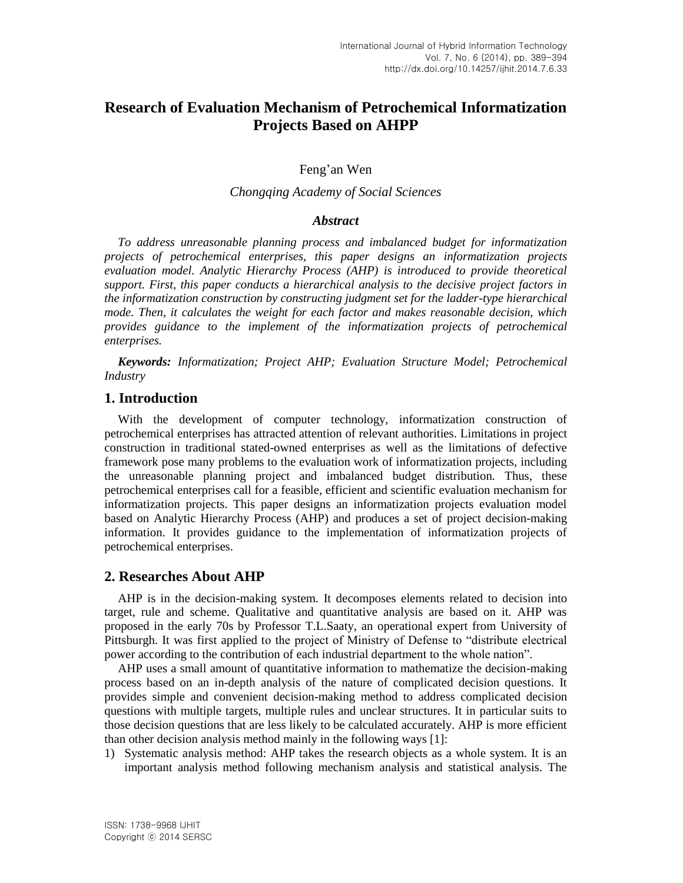# Research of Evaluation Mechanism of Petrochemical Informatization Projects Based on AHPP

Feng'an Wen

*Chongqing Academy of Social Sciences*

### *Abstract*

*To address unreasonable planning process and imbalanced budget for informatization projects of petrochemical enterprises, this paper designs an informatization projects evaluation model. Analytic Hierarchy Process (AHP) is introduced to provide theoretical support. First, this paper conducts a hierarchical analysis to the decisive project factors in the informatization construction by constructing judgment set for the ladder-type hierarchical mode. Then, it calculates the weight for each factor and makes reasonable decision, which provides guidance to the implement of the informatization projects of petrochemical enterprises.*

***Keywords:*** *Informatization; Project AHP; Evaluation Structure Model; Petrochemical Industry*

## 1. Introduction

With the development of computer technology, informatization construction of petrochemical enterprises has attracted attention of relevant authorities. Limitations in project construction in traditional stated-owned enterprises as well as the limitations of defective framework pose many problems to the evaluation work of informatization projects, including the unreasonable planning project and imbalanced budget distribution. Thus, these petrochemical enterprises call for a feasible, efficient and scientific evaluation mechanism for informatization projects. This paper designs an informatization projects evaluation model based on Analytic Hierarchy Process (AHP) and produces a set of project decision-making information. It provides guidance to the implementation of informatization projects of petrochemical enterprises.

## 2. Researches About AHP

AHP is in the decision-making system. It decomposes elements related to decision into target, rule and scheme. Qualitative and quantitative analysis are based on it. AHP was proposed in the early 70s by Professor T.L.Saaty, an operational expert from University of Pittsburgh. It was first applied to the project of Ministry of Defense to "distribute electrical power according to the contribution of each industrial department to the whole nation".

AHP uses a small amount of quantitative information to mathematize the decision-making process based on an in-depth analysis of the nature of complicated decision questions. It provides simple and convenient decision-making method to address complicated decision questions with multiple targets, multiple rules and unclear structures. It in particular suits to those decision questions that are less likely to be calculated accurately. AHP is more efficient than other decision analysis method mainly in the following ways [1]:

1) Systematic analysis method: AHP takes the research objects as a whole system. It is an important analysis method following mechanism analysis and statistical analysis. The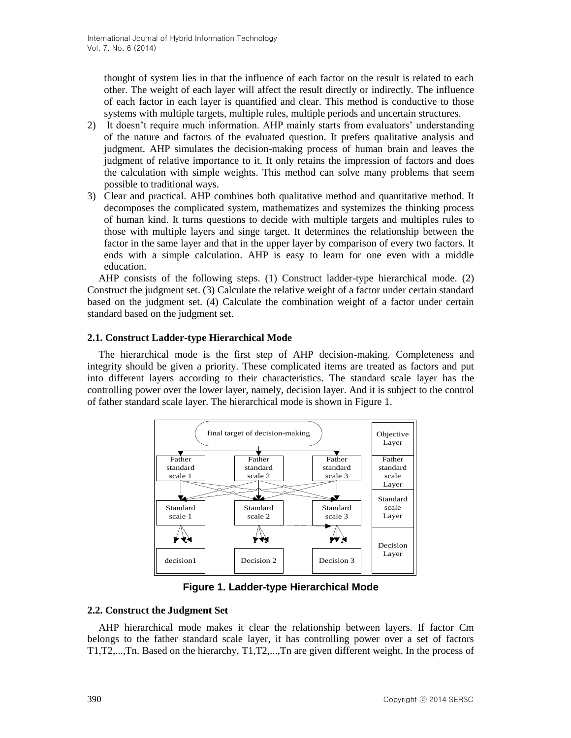thought of system lies in that the influence of each factor on the result is related to each other. The weight of each layer will affect the result directly or indirectly. The influence of each factor in each layer is quantified and clear. This method is conductive to those systems with multiple targets, multiple rules, multiple periods and uncertain structures.

2) It doesn't require much information. AHP mainly starts from evaluators' understanding of the nature and factors of the evaluated question. It prefers qualitative analysis and judgment. AHP simulates the decision-making process of human brain and leaves the judgment of relative importance to it. It only retains the impression of factors and does the calculation with simple weights. This method can solve many problems that seem possible to traditional ways.

3) Clear and practical. AHP combines both qualitative method and quantitative method. It decomposes the complicated system, mathematizes and systemizes the thinking process of human kind. It turns questions to decide with multiple targets and multiples rules to those with multiple layers and singe target. It determines the relationship between the factor in the same layer and that in the upper layer by comparison of every two factors. It ends with a simple calculation. AHP is easy to learn for one even with a middle education.

AHP consists of the following steps. (1) Construct ladder-type hierarchical mode. (2) Construct the judgment set. (3) Calculate the relative weight of a factor under certain standard based on the judgment set. (4) Calculate the combination weight of a factor under certain standard based on the judgment set.

### 2.1. Construct Ladder-type Hierarchical Mode

The hierarchical mode is the first step of AHP decision-making. Completeness and integrity should be given a priority. These complicated items are treated as factors and put into different layers according to their characteristics. The standard scale layer has the controlling power over the lower layer, namely, decision layer. And it is subject to the control of father standard scale layer. The hierarchical mode is shown in Figure 1.

final target of decision-making | Objective Layer

Father standard scale 1 | Father standard scale 2 | Father standard scale 3 | Father standard scale Layer

Standard scale 1 | Standard scale 2 | Standard scale 3 | Standard scale Layer

decision1 | Decision 2 | Decision 3 | Decision Layer

**Figure 1. Ladder-type Hierarchical Mode**

### 2.2. Construct the Judgment Set

AHP hierarchical mode makes it clear the relationship between layers. If factor Cm belongs to the father standard scale layer, it has controlling power over a set of factors T1,T2,...,Tn. Based on the hierarchy, T1,T2,...,Tn are given different weight. In the process of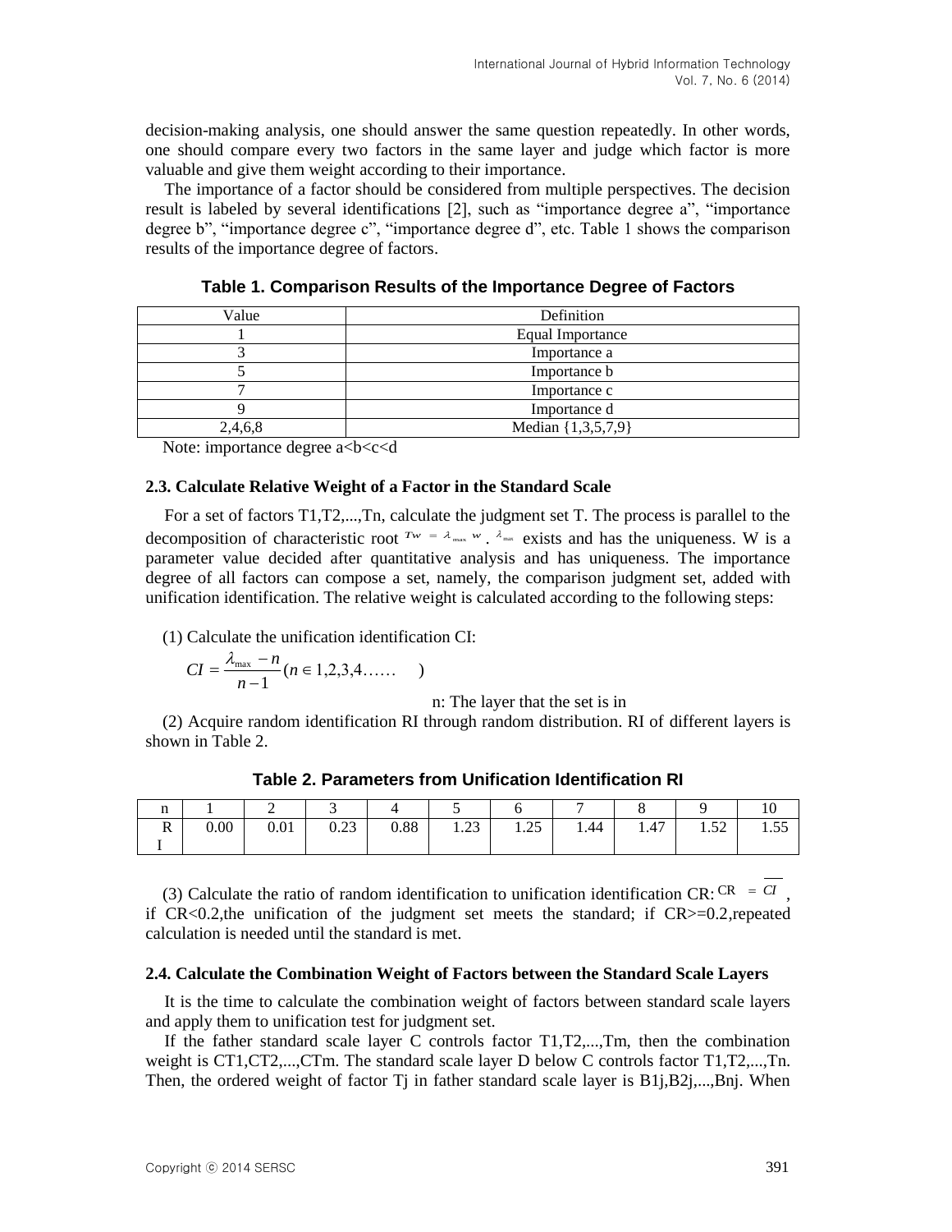decision-making analysis, one should answer the same question repeatedly. In other words, one should compare every two factors in the same layer and judge which factor is more valuable and give them weight according to their importance.

The importance of a factor should be considered from multiple perspectives. The decision result is labeled by several identifications [2], such as "importance degree a", "importance degree b", "importance degree c", "importance degree d", etc. Table 1 shows the comparison results of the importance degree of factors.

**Table 1. Comparison Results of the Importance Degree of Factors**

| Value | Definition |
|---|---|
| 1 | Equal Importance |
| 3 | Importance a |
| 5 | Importance b |
| 7 | Importance c |
| 9 | Importance d |
| 2,4,6,8 | Median {1,3,5,7,9} |

Note: importance degree a<b<c<d

### 2.3. Calculate Relative Weight of a Factor in the Standard Scale

For a set of factors T1,T2,...,Tn, calculate the judgment set T. The process is parallel to the decomposition of characteristic root $Tw = \lambda_{\max} w$. $\lambda_{\max}$ exists and has the uniqueness. W is a parameter value decided after quantitative analysis and has uniqueness. The importance degree of all factors can compose a set, namely, the comparison judgment set, added with unification identification. The relative weight is calculated according to the following steps:

(1) Calculate the unification identification CI:

$$CI = \frac{\lambda_{\max} - n}{n-1} (n \in 1,2,3,4\ldots\ldots \quad )$$

n: The layer that the set is in

(2) Acquire random identification RI through random distribution. RI of different layers is shown in Table 2.

**Table 2. Parameters from Unification Identification RI**

| n | 1 | 2 | 3 | 4 | 5 | 6 | 7 | 8 | 9 | 10 |
|---|---|---|---|---|---|---|---|---|---|---|
| RI | 0.00 | 0.01 | 0.23 | 0.88 | 1.23 | 1.25 | 1.44 | 1.47 | 1.52 | 1.55 |

(3) Calculate the ratio of random identification to unification identification CR: $CR = \overline{CI}$, if CR<0.2,the unification of the judgment set meets the standard; if CR>=0.2,repeated calculation is needed until the standard is met.

### 2.4. Calculate the Combination Weight of Factors between the Standard Scale Layers

It is the time to calculate the combination weight of factors between standard scale layers and apply them to unification test for judgment set.

If the father standard scale layer C controls factor T1,T2,...,Tm, then the combination weight is CT1,CT2,...,CTm. The standard scale layer D below C controls factor T1,T2,...,Tn. Then, the ordered weight of factor Tj in father standard scale layer is B1j,B2j,...,Bnj. When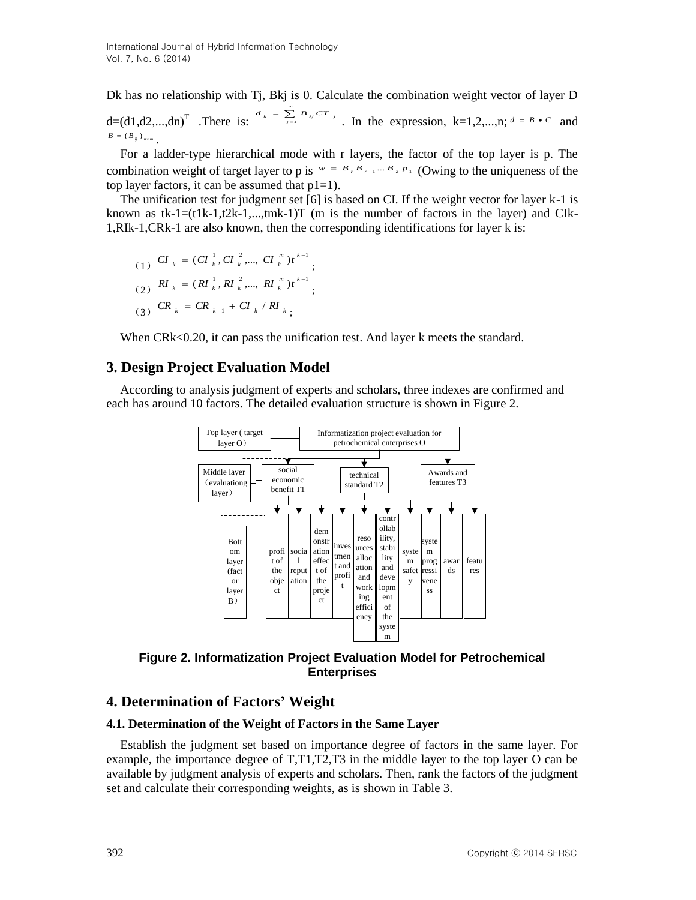Dk has no relationship with Tj, Bkj is 0. Calculate the combination weight vector of layer D $d=(d1,d2,...,dn)^T$ .There is: $d_k = \sum_{j=1}^{m} B_{kj} CT_j$ . In the expression, k=1,2,...,n; $d = B \bullet C$ and $B = (B_{ij})_{n \times m}$ .

For a ladder-type hierarchical mode with r layers, the factor of the top layer is p. The combination weight of target layer to p is $w = B_r B_{r-1} \cdots B_2 p_1$ (Owing to the uniqueness of the top layer factors, it can be assumed that p1=1).

The unification test for judgment set [6] is based on CI. If the weight vector for layer k-1 is known as tk-1=(t1k-1,t2k-1,...,tmk-1)T (m is the number of factors in the layer) and CIk-1,RIk-1,CRk-1 are also known, then the corresponding identifications for layer k is:

（1） $CI_k = (CI_k^1, CI_k^2, ..., CI_k^m) t^{k-1}$ ;

（2） $RI_k = (RI_k^1, RI_k^2, ..., RI_k^m) t^{k-1}$ ;

（3） $CR_k = CR_{k-1} + CI_k / RI_k$ ;

When CRk<0.20, it can pass the unification test. And layer k meets the standard.

## 3. Design Project Evaluation Model

According to analysis judgment of experts and scholars, three indexes are confirmed and each has around 10 factors. The detailed evaluation structure is shown in Figure 2.

Top layer ( target layer O） | Informatization project evaluation for petrochemical enterprises O

Middle layer（evaluationg layer） | social economic benefit T1 | technical standard T2 | Awards and features T3

Bottom layer (factor layer B） | profit of the object | social reputation | demonstration effect of the project | investment and profit | resources allocation and working efficiency | controllability, stability and development of the system | system safety | system progressiveness | awards | features

**Figure 2. Informatization Project Evaluation Model for Petrochemical Enterprises**

## 4. Determination of Factors’ Weight

### 4.1. Determination of the Weight of Factors in the Same Layer

Establish the judgment set based on importance degree of factors in the same layer. For example, the importance degree of T,T1,T2,T3 in the middle layer to the top layer O can be available by judgment analysis of experts and scholars. Then, rank the factors of the judgment set and calculate their corresponding weights, as is shown in Table 3.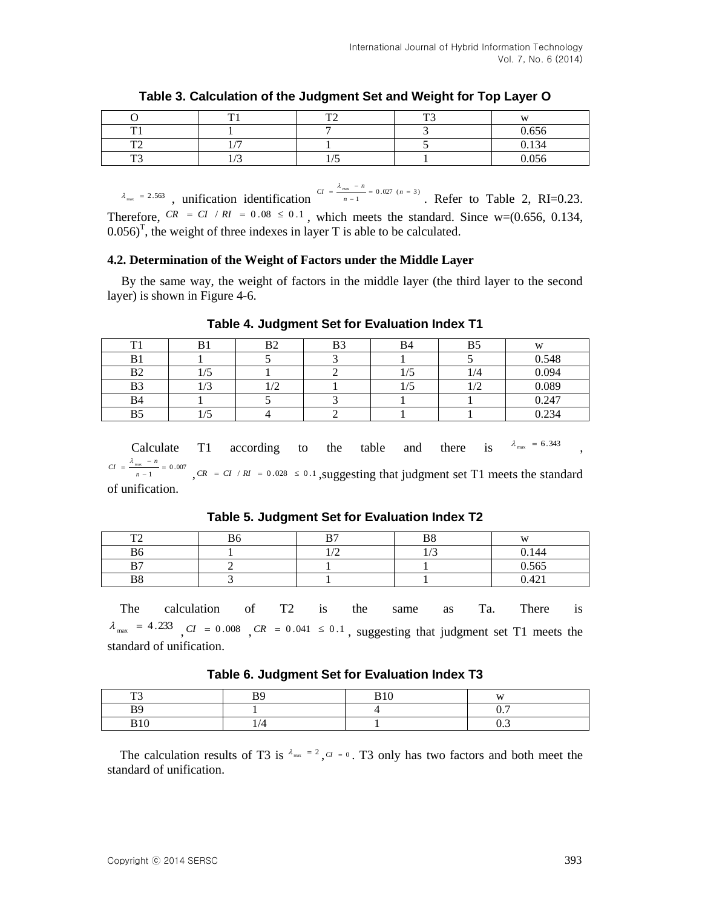**Table 3. Calculation of the Judgment Set and Weight for Top Layer O**

| O | T1 | T2 | T3 | w |
|---|---|---|---|---|
| T1 | 1 | 7 | 3 | 0.656 |
| T2 | 1/7 | 1 | 5 | 0.134 |
| T3 | 1/3 | 1/5 | 1 | 0.056 |

$\lambda_{\max} = 2.563$, unification identification $CI = \frac{\lambda_{\max} - n}{n-1} = 0.027\ (n = 3)$. Refer to Table 2, RI=0.23. Therefore, $CR = CI / RI = 0.08 \leq 0.1$, which meets the standard. Since w=(0.656, 0.134, 0.056)$^T$, the weight of three indexes in layer T is able to be calculated.

### 4.2. Determination of the Weight of Factors under the Middle Layer

By the same way, the weight of factors in the middle layer (the third layer to the second layer) is shown in Figure 4-6.

**Table 4. Judgment Set for Evaluation Index T1**

| T1 | B1 | B2 | B3 | B4 | B5 | w |
|---|---|---|---|---|---|---|
| B1 | 1 | 5 | 3 | 1 | 5 | 0.548 |
| B2 | 1/5 | 1 | 2 | 1/5 | 1/4 | 0.094 |
| B3 | 1/3 | 1/2 | 1 | 1/5 | 1/2 | 0.089 |
| B4 | 1 | 5 | 3 | 1 | 1 | 0.247 |
| B5 | 1/5 | 4 | 2 | 1 | 1 | 0.234 |

Calculate T1 according to the table and there is $\lambda_{\max} = 6.343$, $CI = \frac{\lambda_{\max} - n}{n-1} = 0.007$, $CR = CI / RI = 0.028 \leq 0.1$, suggesting that judgment set T1 meets the standard of unification.

**Table 5. Judgment Set for Evaluation Index T2**

| T2 | B6 | B7 | B8 | w |
|---|---|---|---|---|
| B6 | 1 | 1/2 | 1/3 | 0.144 |
| B7 | 2 | 1 | 1 | 0.565 |
| B8 | 3 | 1 | 1 | 0.421 |

The calculation of T2 is the same as Ta. There is $\lambda_{\max} = 4.233$, $CI = 0.008$, $CR = 0.041 \leq 0.1$, suggesting that judgment set T1 meets the standard of unification.

**Table 6. Judgment Set for Evaluation Index T3**

| T3 | B9 | B10 | w |
|---|---|---|---|
| B9 | 1 | 4 | 0.7 |
| B10 | 1/4 | 1 | 0.3 |

The calculation results of T3 is $\lambda_{\max} = 2$, $CI = 0$. T3 only has two factors and both meet the standard of unification.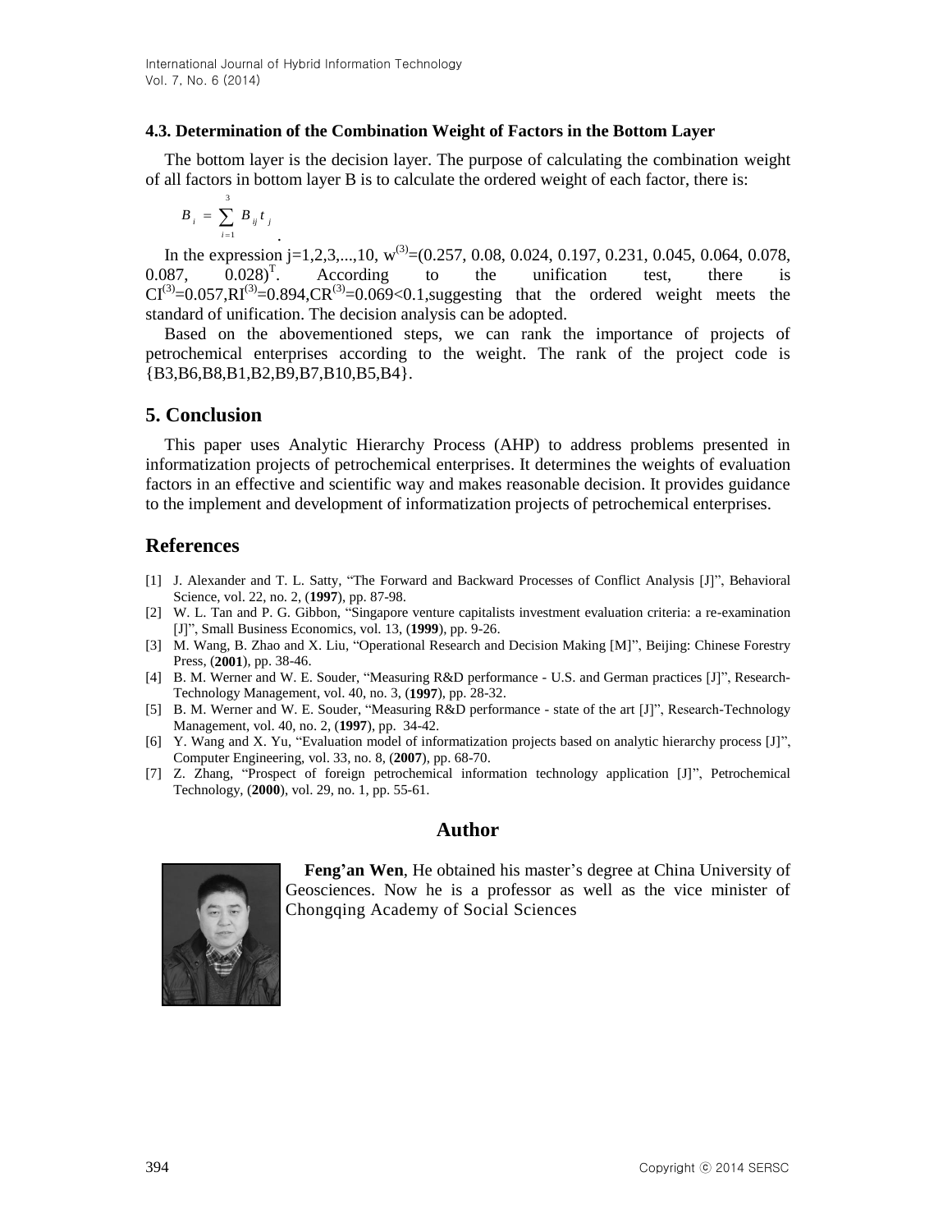### 4.3. Determination of the Combination Weight of Factors in the Bottom Layer

The bottom layer is the decision layer. The purpose of calculating the combination weight of all factors in bottom layer B is to calculate the ordered weight of each factor, there is:

$$B_i = \sum_{i=1}^{3} B_{ij} t_j$$
.

In the expression j=1,2,3,...,10, $w^{(3)}$=(0.257, 0.08, 0.024, 0.197, 0.231, 0.045, 0.064, 0.078, 0.087, 0.028)$^T$. According to the unification test, there is $CI^{(3)}$=0.057,$RI^{(3)}$=0.894,$CR^{(3)}$=0.069<0.1,suggesting that the ordered weight meets the standard of unification. The decision analysis can be adopted.

Based on the abovementioned steps, we can rank the importance of projects of petrochemical enterprises according to the weight. The rank of the project code is {B3,B6,B8,B1,B2,B9,B7,B10,B5,B4}.

## 5. Conclusion

This paper uses Analytic Hierarchy Process (AHP) to address problems presented in informatization projects of petrochemical enterprises. It determines the weights of evaluation factors in an effective and scientific way and makes reasonable decision. It provides guidance to the implement and development of informatization projects of petrochemical enterprises.

## References

[1] J. Alexander and T. L. Satty, "The Forward and Backward Processes of Conflict Analysis [J]", Behavioral Science, vol. 22, no. 2, (**1997**), pp. 87-98.

[2] W. L. Tan and P. G. Gibbon, "Singapore venture capitalists investment evaluation criteria: a re-examination [J]", Small Business Economics, vol. 13, (**1999**), pp. 9-26.

[3] M. Wang, B. Zhao and X. Liu, "Operational Research and Decision Making [M]", Beijing: Chinese Forestry Press, (**2001**), pp. 38-46.

[4] B. M. Werner and W. E. Souder, "Measuring R&D performance - U.S. and German practices [J]", Research-Technology Management, vol. 40, no. 3, (**1997**), pp. 28-32.

[5] B. M. Werner and W. E. Souder, "Measuring R&D performance - state of the art [J]", Research-Technology Management, vol. 40, no. 2, (**1997**), pp. 34-42.

[6] Y. Wang and X. Yu, "Evaluation model of informatization projects based on analytic hierarchy process [J]", Computer Engineering, vol. 33, no. 8, (**2007**), pp. 68-70.

[7] Z. Zhang, "Prospect of foreign petrochemical information technology application [J]", Petrochemical Technology, (**2000**), vol. 29, no. 1, pp. 55-61.

## Author

**Feng'an Wen**, He obtained his master's degree at China University of Geosciences. Now he is a professor as well as the vice minister of Chongqing Academy of Social Sciences